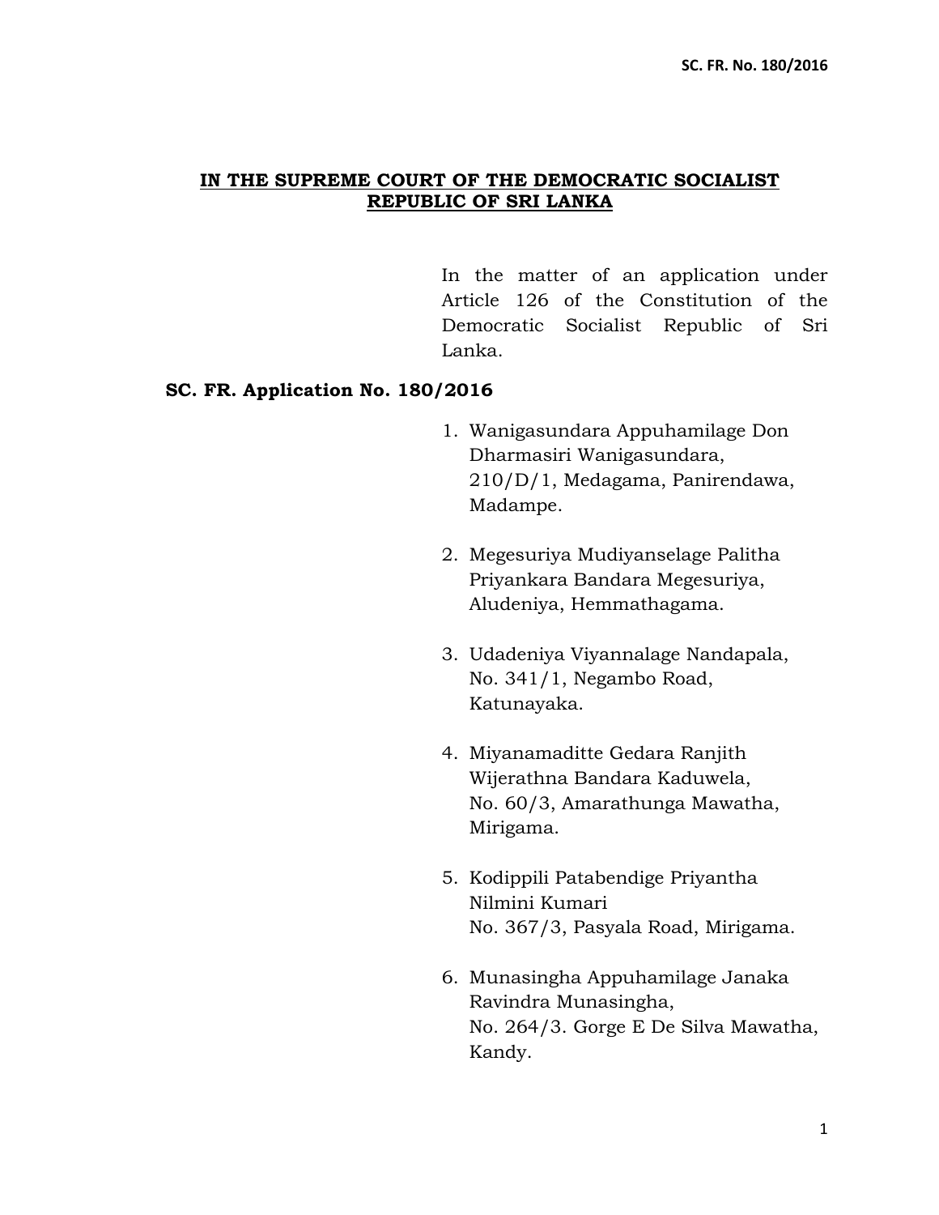**IN THE SUPREME COURT OF THE DEMOCRATIC SOCIALIST REPUBLIC OF SRI LANKA**

In the matter of an application under Article 126 of the Constitution of the Democratic Socialist Republic of Sri Lanka.

**SC. FR. Application No. 180/2016**

1. Wanigasundara Appuhamilage Don Dharmasiri Wanigasundara, 210/D/1, Medagama, Panirendawa, Madampe.

2. Megesuriya Mudiyanselage Palitha Priyankara Bandara Megesuriya, Aludeniya, Hemmathagama.

3. Udadeniya Viyannalage Nandapala, No. 341/1, Negambo Road, Katunayaka.

4. Miyanamaditte Gedara Ranjith Wijerathna Bandara Kaduwela, No. 60/3, Amarathunga Mawatha, Mirigama.

5. Kodippili Patabendige Priyantha Nilmini Kumari No. 367/3, Pasyala Road, Mirigama.

6. Munasingha Appuhamilage Janaka Ravindra Munasingha, No. 264/3. Gorge E De Silva Mawatha, Kandy.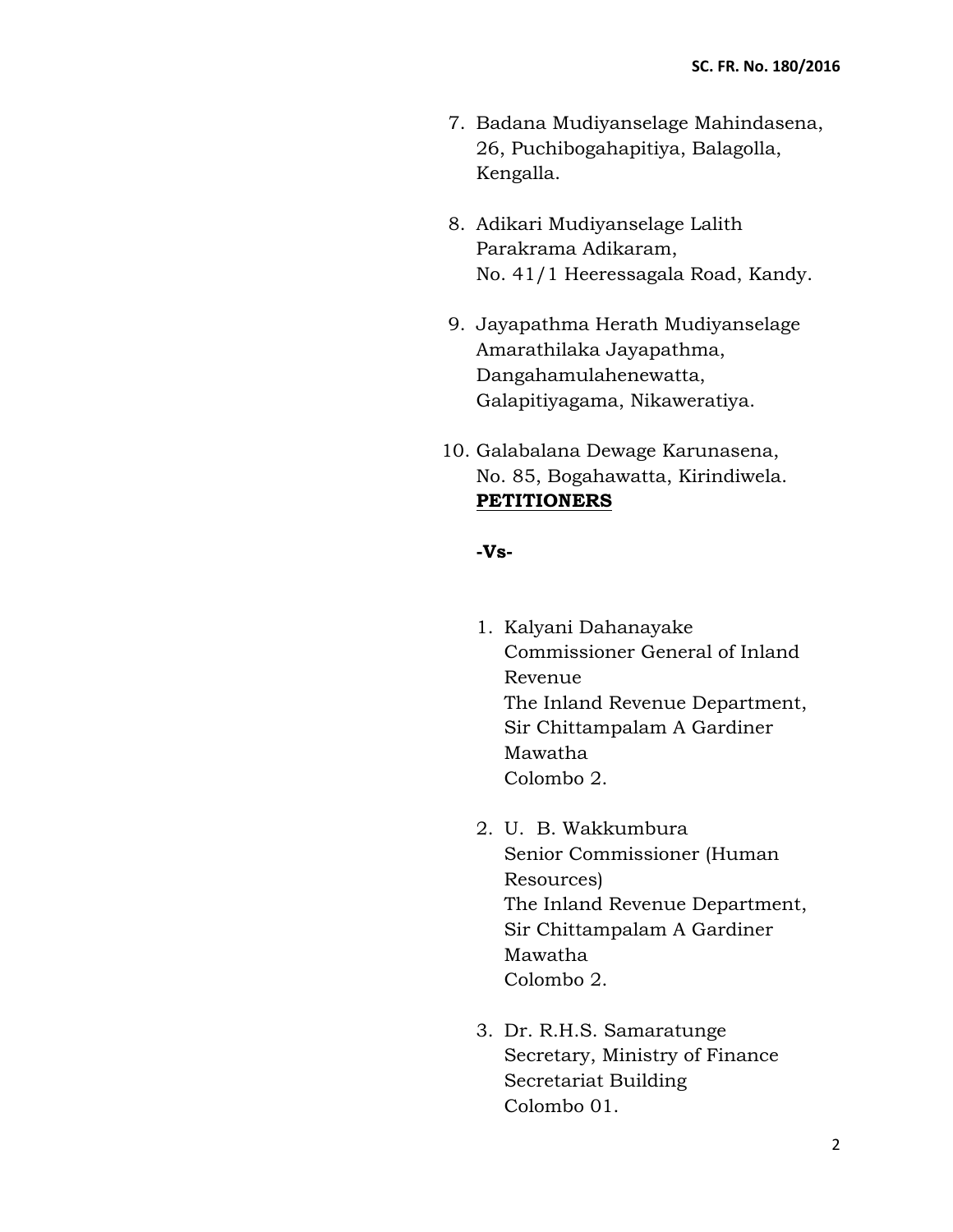7. Badana Mudiyanselage Mahindasena, 26, Puchibogahapitiya, Balagolla, Kengalla.

8. Adikari Mudiyanselage Lalith Parakrama Adikaram, No. 41/1 Heeressagala Road, Kandy.

9. Jayapathma Herath Mudiyanselage Amarathilaka Jayapathma, Dangahamulahenewatta, Galapitiyagama, Nikaweratiya.

10. Galabalana Dewage Karunasena, No. 85, Bogahawatta, Kirindiwela.

**PETITIONERS**

**-Vs-**

1. Kalyani Dahanayake
   Commissioner General of Inland Revenue
   The Inland Revenue Department,
   Sir Chittampalam A Gardiner Mawatha
   Colombo 2.

2. U. B. Wakkumbura
   Senior Commissioner (Human Resources)
   The Inland Revenue Department,
   Sir Chittampalam A Gardiner Mawatha
   Colombo 2.

3. Dr. R.H.S. Samaratunge
   Secretary, Ministry of Finance
   Secretariat Building
   Colombo 01.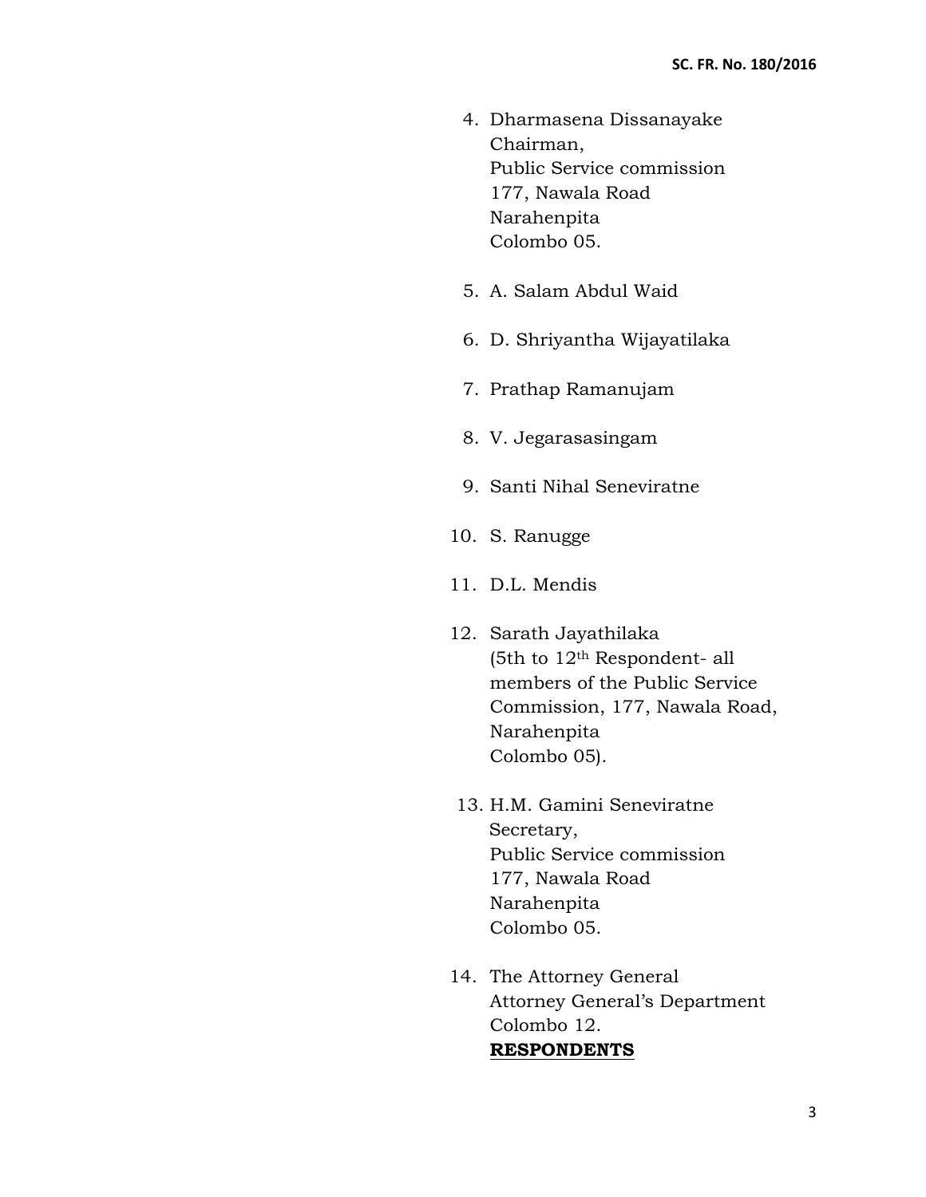4. Dharmasena Dissanayake
   Chairman,
   Public Service commission
   177, Nawala Road
   Narahenpita
   Colombo 05.

5. A. Salam Abdul Waid

6. D. Shriyantha Wijayatilaka

7. Prathap Ramanujam

8. V. Jegarasasingam

9. Santi Nihal Seneviratne

10. S. Ranugge

11. D.L. Mendis

12. Sarath Jayathilaka
    (5th to 12th Respondent- all members of the Public Service Commission, 177, Nawala Road, Narahenpita
    Colombo 05).

13. H.M. Gamini Seneviratne
    Secretary,
    Public Service commission
    177, Nawala Road
    Narahenpita
    Colombo 05.

14. The Attorney General
    Attorney General's Department
    Colombo 12.
    **RESPONDENTS**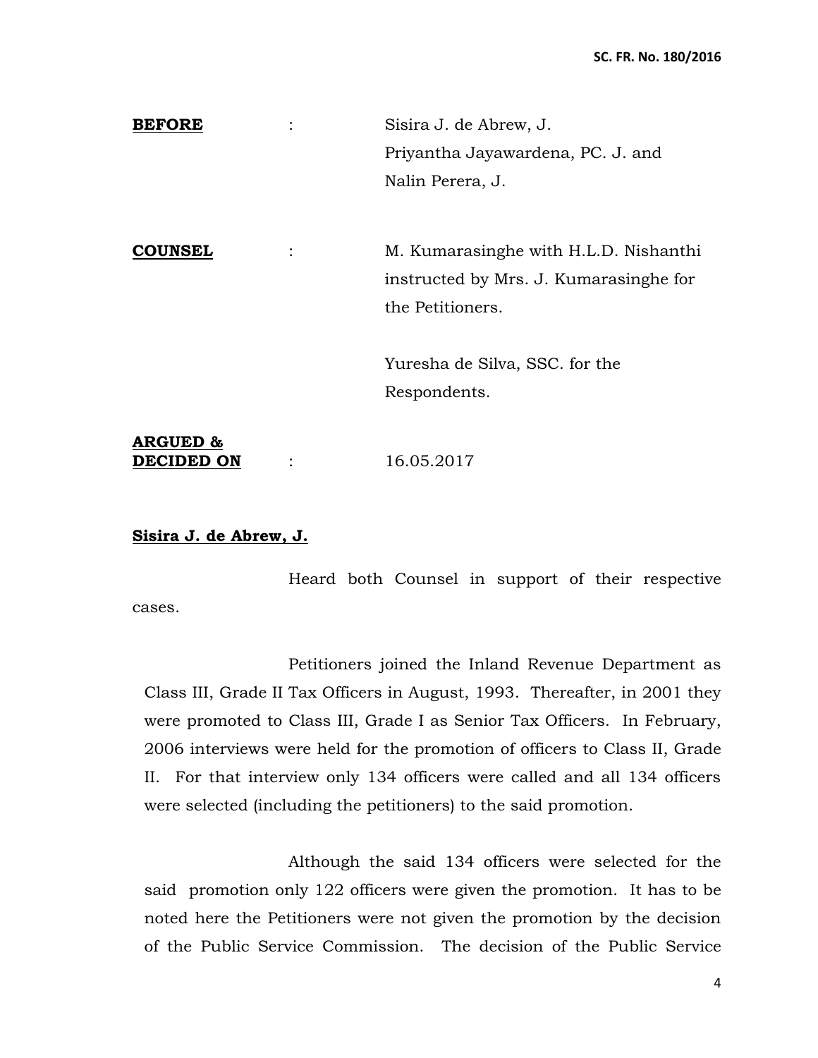**BEFORE** : Sisira J. de Abrew, J.
Priyantha Jayawardena, PC. J. and
Nalin Perera, J.

**COUNSEL** : M. Kumarasinghe with H.L.D. Nishanthi instructed by Mrs. J. Kumarasinghe for the Petitioners.

Yuresha de Silva, SSC. for the Respondents.

**ARGUED & DECIDED ON** : 16.05.2017

**Sisira J. de Abrew, J.**

Heard both Counsel in support of their respective cases.

Petitioners joined the Inland Revenue Department as Class III, Grade II Tax Officers in August, 1993. Thereafter, in 2001 they were promoted to Class III, Grade I as Senior Tax Officers. In February, 2006 interviews were held for the promotion of officers to Class II, Grade II. For that interview only 134 officers were called and all 134 officers were selected (including the petitioners) to the said promotion.

Although the said 134 officers were selected for the said promotion only 122 officers were given the promotion. It has to be noted here the Petitioners were not given the promotion by the decision of the Public Service Commission. The decision of the Public Service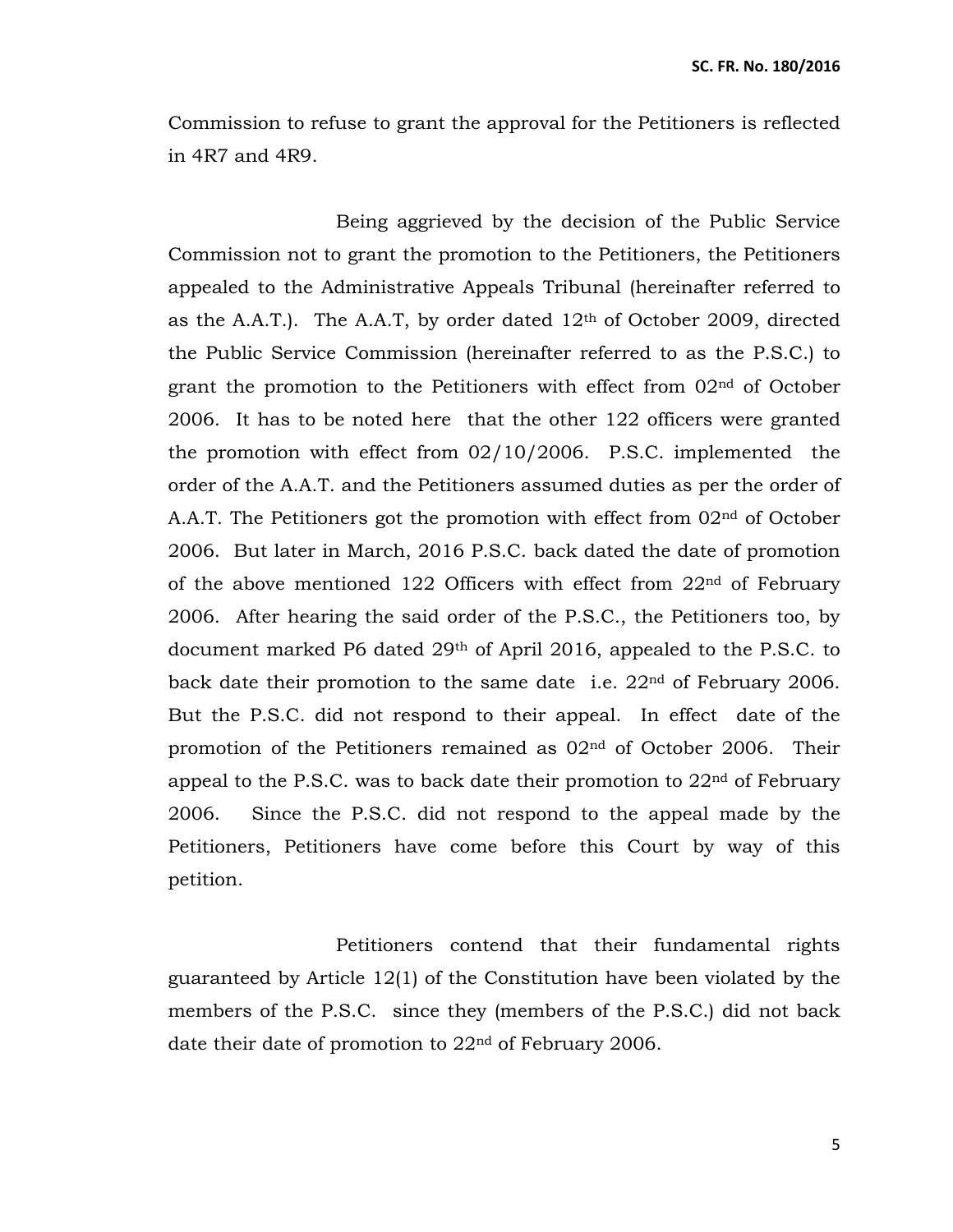Commission to refuse to grant the approval for the Petitioners is reflected in 4R7 and 4R9.

Being aggrieved by the decision of the Public Service Commission not to grant the promotion to the Petitioners, the Petitioners appealed to the Administrative Appeals Tribunal (hereinafter referred to as the A.A.T.). The A.A.T, by order dated 12th of October 2009, directed the Public Service Commission (hereinafter referred to as the P.S.C.) to grant the promotion to the Petitioners with effect from 02nd of October 2006. It has to be noted here that the other 122 officers were granted the promotion with effect from 02/10/2006. P.S.C. implemented the order of the A.A.T. and the Petitioners assumed duties as per the order of A.A.T. The Petitioners got the promotion with effect from 02nd of October 2006. But later in March, 2016 P.S.C. back dated the date of promotion of the above mentioned 122 Officers with effect from 22nd of February 2006. After hearing the said order of the P.S.C., the Petitioners too, by document marked P6 dated 29th of April 2016, appealed to the P.S.C. to back date their promotion to the same date i.e. 22nd of February 2006. But the P.S.C. did not respond to their appeal. In effect date of the promotion of the Petitioners remained as 02nd of October 2006. Their appeal to the P.S.C. was to back date their promotion to 22nd of February 2006. Since the P.S.C. did not respond to the appeal made by the Petitioners, Petitioners have come before this Court by way of this petition.

Petitioners contend that their fundamental rights guaranteed by Article 12(1) of the Constitution have been violated by the members of the P.S.C. since they (members of the P.S.C.) did not back date their date of promotion to 22nd of February 2006.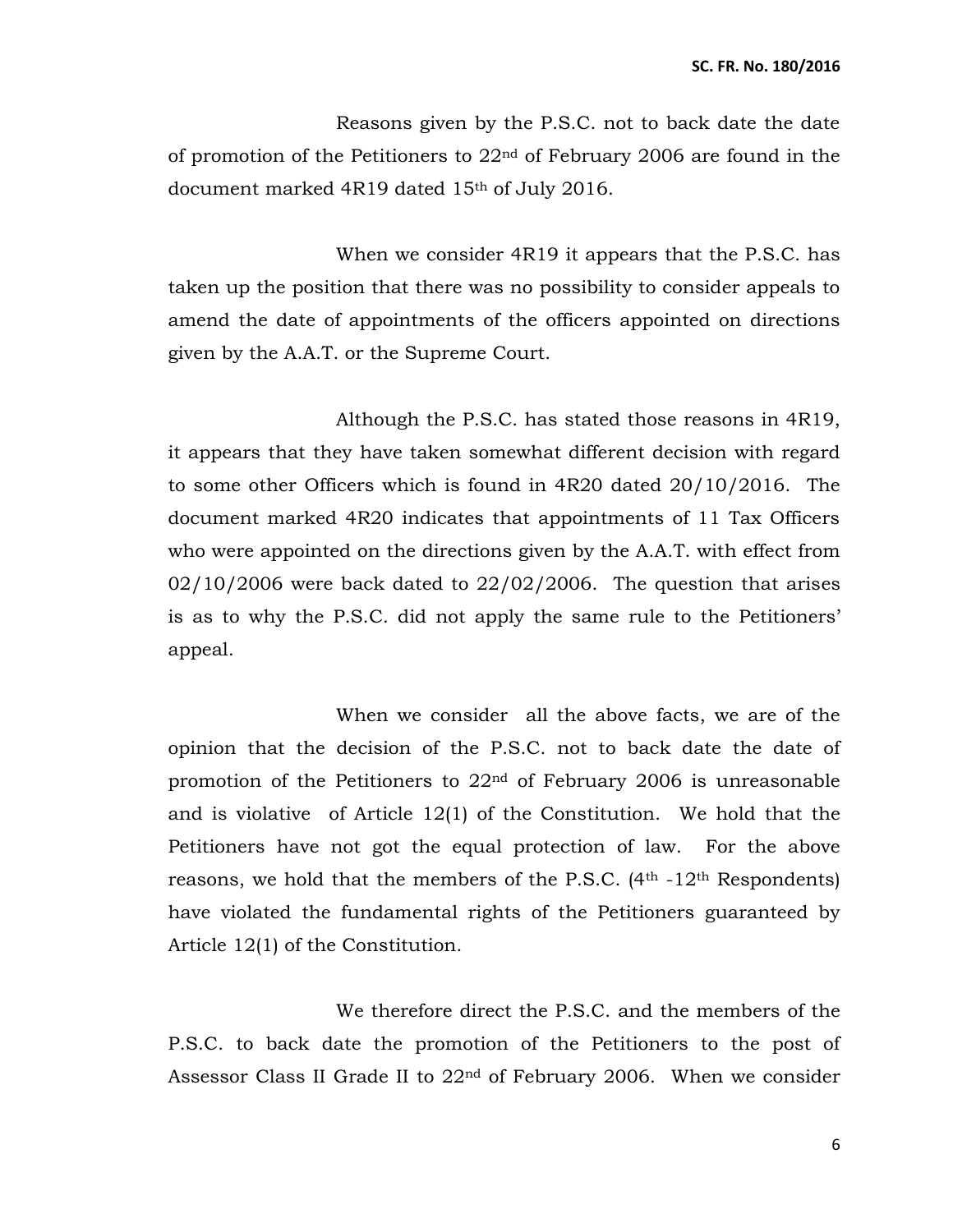Reasons given by the P.S.C. not to back date the date of promotion of the Petitioners to 22nd of February 2006 are found in the document marked 4R19 dated 15th of July 2016.

When we consider 4R19 it appears that the P.S.C. has taken up the position that there was no possibility to consider appeals to amend the date of appointments of the officers appointed on directions given by the A.A.T. or the Supreme Court.

Although the P.S.C. has stated those reasons in 4R19, it appears that they have taken somewhat different decision with regard to some other Officers which is found in 4R20 dated 20/10/2016. The document marked 4R20 indicates that appointments of 11 Tax Officers who were appointed on the directions given by the A.A.T. with effect from 02/10/2006 were back dated to 22/02/2006. The question that arises is as to why the P.S.C. did not apply the same rule to the Petitioners' appeal.

When we consider all the above facts, we are of the opinion that the decision of the P.S.C. not to back date the date of promotion of the Petitioners to 22nd of February 2006 is unreasonable and is violative of Article 12(1) of the Constitution. We hold that the Petitioners have not got the equal protection of law. For the above reasons, we hold that the members of the P.S.C. (4th -12th Respondents) have violated the fundamental rights of the Petitioners guaranteed by Article 12(1) of the Constitution.

We therefore direct the P.S.C. and the members of the P.S.C. to back date the promotion of the Petitioners to the post of Assessor Class II Grade II to 22nd of February 2006. When we consider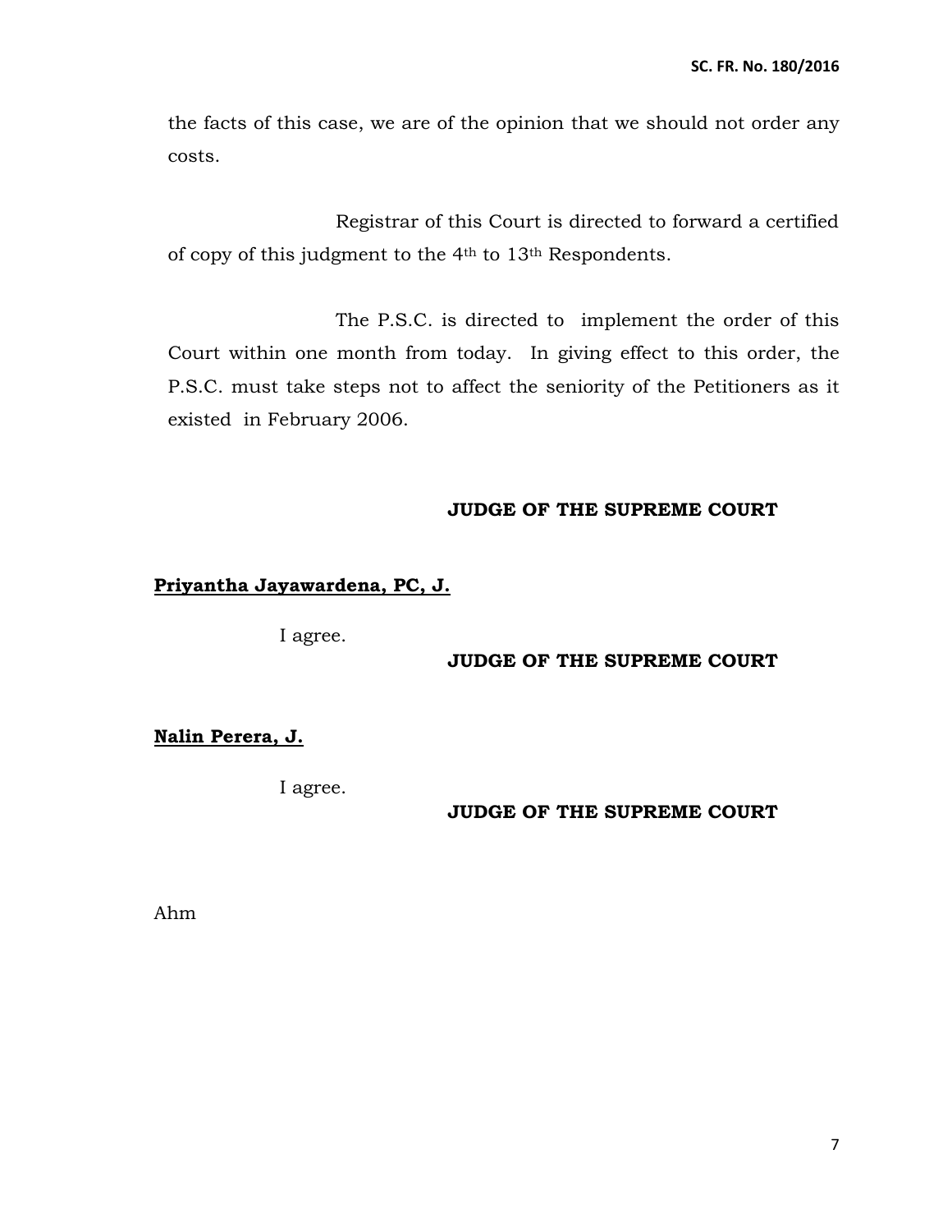the facts of this case, we are of the opinion that we should not order any costs.

Registrar of this Court is directed to forward a certified of copy of this judgment to the 4th to 13th Respondents.

The P.S.C. is directed to implement the order of this Court within one month from today. In giving effect to this order, the P.S.C. must take steps not to affect the seniority of the Petitioners as it existed in February 2006.

**JUDGE OF THE SUPREME COURT**

**Priyantha Jayawardena, PC, J.**

I agree.

**JUDGE OF THE SUPREME COURT**

**Nalin Perera, J.**

I agree.

**JUDGE OF THE SUPREME COURT**

Ahm